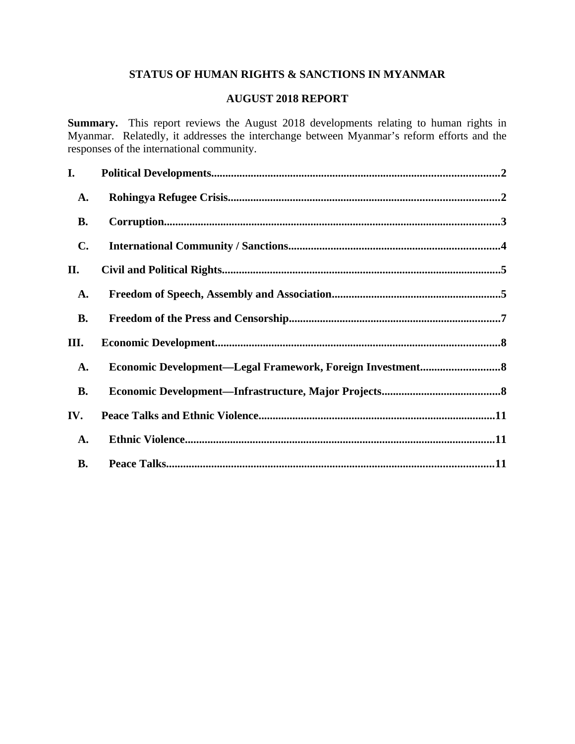# STATUS OF HUMAN RIGHTS & SANCTIONS IN MYANMAR

## AUGUST 2018 REPORT

**Summary.** This report reviews the August 2018 developments relating to human rights in Myanmar. Relatedly, it addresses the interchange between Myanmar's reform efforts and the responses of the international community.

**I. Political Developments....................................................................................................2**

- **A. Rohingya Refugee Crisis...............................................................................................2**
- **B. Corruption.....................................................................................................................3**
- **C. International Community / Sanctions..........................................................................4**

**II. Civil and Political Rights.................................................................................................5**

- **A. Freedom of Speech, Assembly and Association...........................................................5**
- **B. Freedom of the Press and Censorship..........................................................................7**

**III. Economic Development...................................................................................................8**

- **A. Economic Development—Legal Framework, Foreign Investment...........................8**
- **B. Economic Development—Infrastructure, Major Projects.........................................8**

**IV. Peace Talks and Ethnic Violence..................................................................................11**

- **A. Ethnic Violence............................................................................................................11**
- **B. Peace Talks..................................................................................................................11**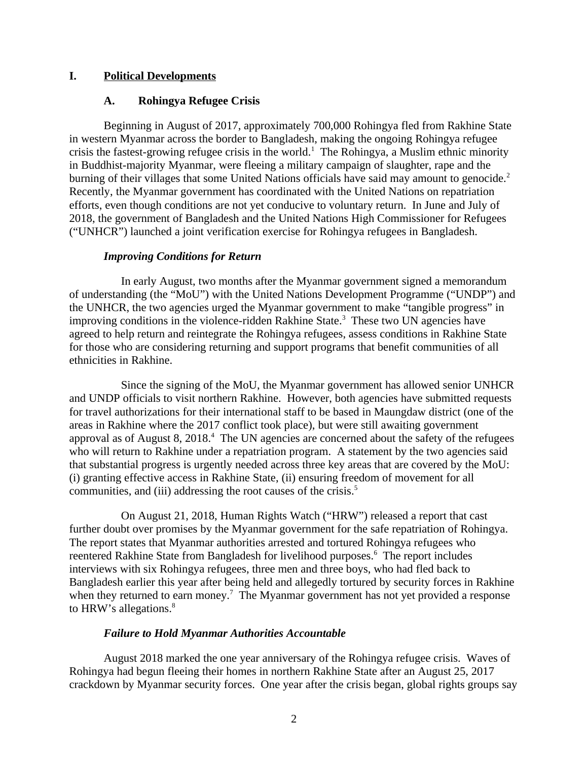# I. Political Developments

## A. Rohingya Refugee Crisis

Beginning in August of 2017, approximately 700,000 Rohingya fled from Rakhine State in western Myanmar across the border to Bangladesh, making the ongoing Rohingya refugee crisis the fastest-growing refugee crisis in the world.[1] The Rohingya, a Muslim ethnic minority in Buddhist-majority Myanmar, were fleeing a military campaign of slaughter, rape and the burning of their villages that some United Nations officials have said may amount to genocide.[2] Recently, the Myanmar government has coordinated with the United Nations on repatriation efforts, even though conditions are not yet conducive to voluntary return. In June and July of 2018, the government of Bangladesh and the United Nations High Commissioner for Refugees ("UNHCR") launched a joint verification exercise for Rohingya refugees in Bangladesh.

### *Improving Conditions for Return*

In early August, two months after the Myanmar government signed a memorandum of understanding (the "MoU") with the United Nations Development Programme ("UNDP") and the UNHCR, the two agencies urged the Myanmar government to make "tangible progress" in improving conditions in the violence-ridden Rakhine State.[3] These two UN agencies have agreed to help return and reintegrate the Rohingya refugees, assess conditions in Rakhine State for those who are considering returning and support programs that benefit communities of all ethnicities in Rakhine.

Since the signing of the MoU, the Myanmar government has allowed senior UNHCR and UNDP officials to visit northern Rakhine. However, both agencies have submitted requests for travel authorizations for their international staff to be based in Maungdaw district (one of the areas in Rakhine where the 2017 conflict took place), but were still awaiting government approval as of August 8, 2018.[4] The UN agencies are concerned about the safety of the refugees who will return to Rakhine under a repatriation program. A statement by the two agencies said that substantial progress is urgently needed across three key areas that are covered by the MoU: (i) granting effective access in Rakhine State, (ii) ensuring freedom of movement for all communities, and (iii) addressing the root causes of the crisis.[5]

On August 21, 2018, Human Rights Watch ("HRW") released a report that cast further doubt over promises by the Myanmar government for the safe repatriation of Rohingya. The report states that Myanmar authorities arrested and tortured Rohingya refugees who reentered Rakhine State from Bangladesh for livelihood purposes.[6] The report includes interviews with six Rohingya refugees, three men and three boys, who had fled back to Bangladesh earlier this year after being held and allegedly tortured by security forces in Rakhine when they returned to earn money.[7] The Myanmar government has not yet provided a response to HRW's allegations.[8]

### *Failure to Hold Myanmar Authorities Accountable*

August 2018 marked the one year anniversary of the Rohingya refugee crisis. Waves of Rohingya had begun fleeing their homes in northern Rakhine State after an August 25, 2017 crackdown by Myanmar security forces. One year after the crisis began, global rights groups say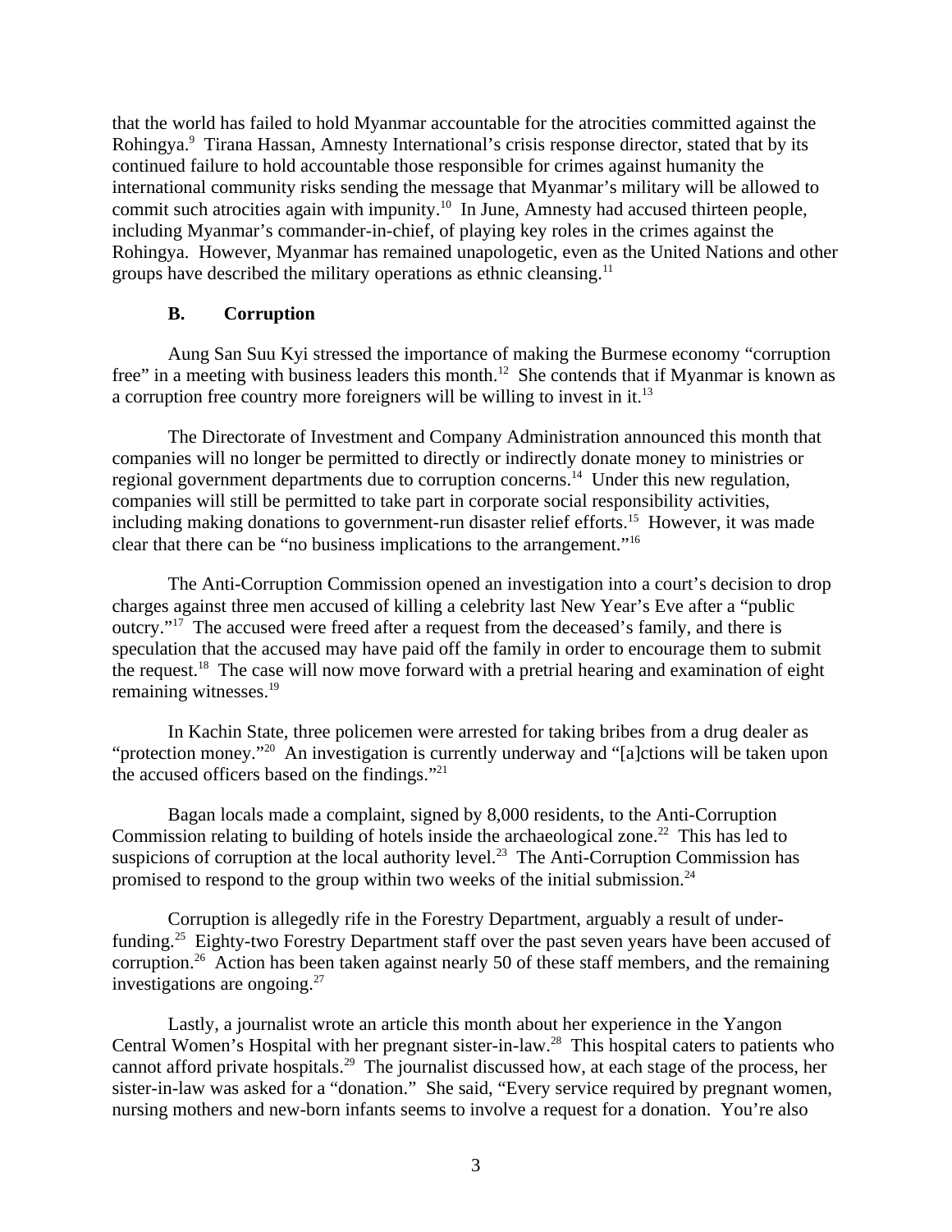that the world has failed to hold Myanmar accountable for the atrocities committed against the Rohingya.[9] Tirana Hassan, Amnesty International's crisis response director, stated that by its continued failure to hold accountable those responsible for crimes against humanity the international community risks sending the message that Myanmar's military will be allowed to commit such atrocities again with impunity.[10] In June, Amnesty had accused thirteen people, including Myanmar's commander-in-chief, of playing key roles in the crimes against the Rohingya. However, Myanmar has remained unapologetic, even as the United Nations and other groups have described the military operations as ethnic cleansing.[11]

### B. Corruption

Aung San Suu Kyi stressed the importance of making the Burmese economy "corruption free" in a meeting with business leaders this month.[12] She contends that if Myanmar is known as a corruption free country more foreigners will be willing to invest in it.[13]

The Directorate of Investment and Company Administration announced this month that companies will no longer be permitted to directly or indirectly donate money to ministries or regional government departments due to corruption concerns.[14] Under this new regulation, companies will still be permitted to take part in corporate social responsibility activities, including making donations to government-run disaster relief efforts.[15] However, it was made clear that there can be "no business implications to the arrangement."[16]

The Anti-Corruption Commission opened an investigation into a court's decision to drop charges against three men accused of killing a celebrity last New Year's Eve after a "public outcry."[17] The accused were freed after a request from the deceased's family, and there is speculation that the accused may have paid off the family in order to encourage them to submit the request.[18] The case will now move forward with a pretrial hearing and examination of eight remaining witnesses.[19]

In Kachin State, three policemen were arrested for taking bribes from a drug dealer as "protection money."[20] An investigation is currently underway and "[a]ctions will be taken upon the accused officers based on the findings."[21]

Bagan locals made a complaint, signed by 8,000 residents, to the Anti-Corruption Commission relating to building of hotels inside the archaeological zone.[22] This has led to suspicions of corruption at the local authority level.[23] The Anti-Corruption Commission has promised to respond to the group within two weeks of the initial submission.[24]

Corruption is allegedly rife in the Forestry Department, arguably a result of under-funding.[25] Eighty-two Forestry Department staff over the past seven years have been accused of corruption.[26] Action has been taken against nearly 50 of these staff members, and the remaining investigations are ongoing.[27]

Lastly, a journalist wrote an article this month about her experience in the Yangon Central Women's Hospital with her pregnant sister-in-law.[28] This hospital caters to patients who cannot afford private hospitals.[29] The journalist discussed how, at each stage of the process, her sister-in-law was asked for a "donation." She said, "Every service required by pregnant women, nursing mothers and new-born infants seems to involve a request for a donation. You're also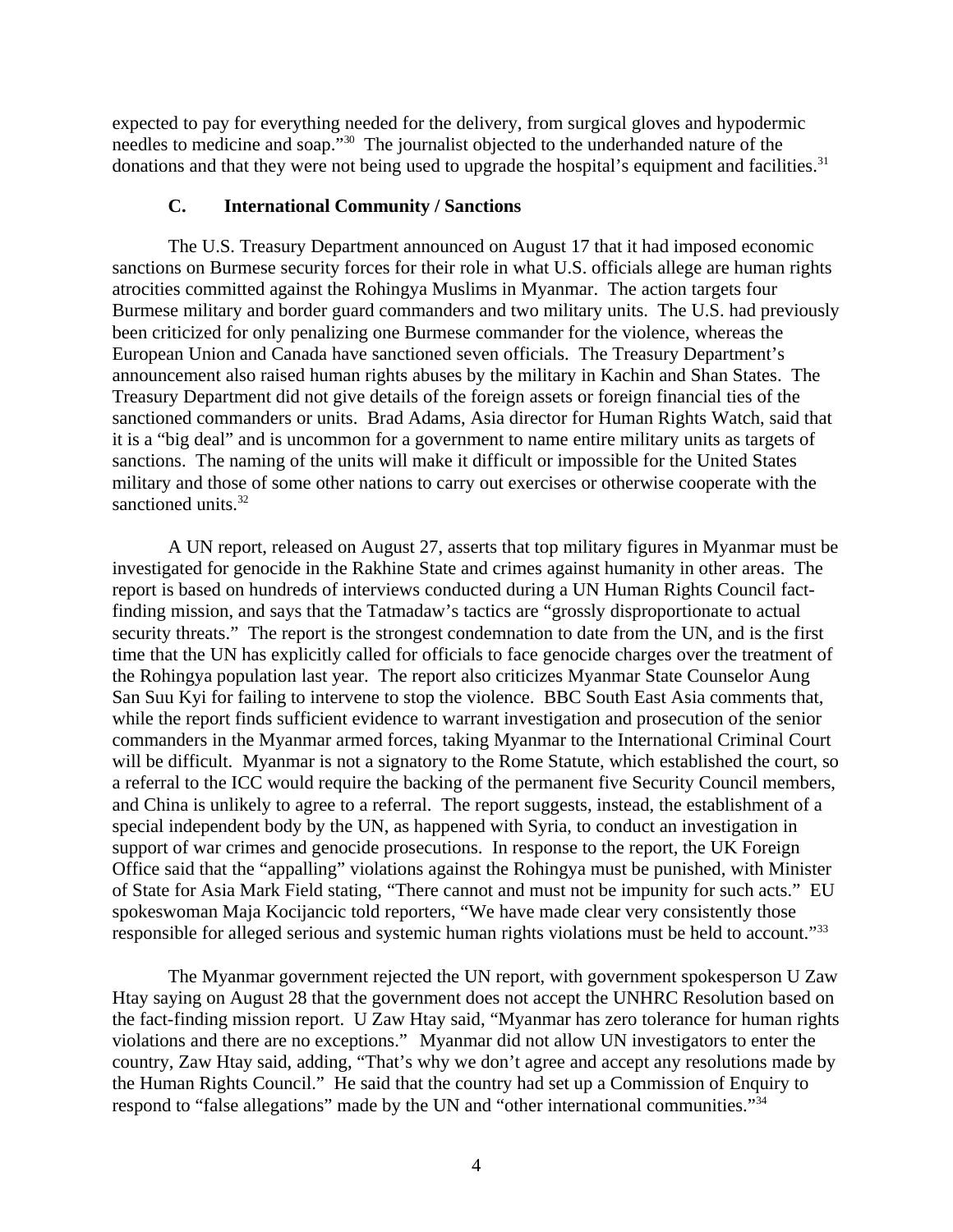expected to pay for everything needed for the delivery, from surgical gloves and hypodermic needles to medicine and soap."[30] The journalist objected to the underhanded nature of the donations and that they were not being used to upgrade the hospital's equipment and facilities.[31]

### C. International Community / Sanctions

The U.S. Treasury Department announced on August 17 that it had imposed economic sanctions on Burmese security forces for their role in what U.S. officials allege are human rights atrocities committed against the Rohingya Muslims in Myanmar. The action targets four Burmese military and border guard commanders and two military units. The U.S. had previously been criticized for only penalizing one Burmese commander for the violence, whereas the European Union and Canada have sanctioned seven officials. The Treasury Department's announcement also raised human rights abuses by the military in Kachin and Shan States. The Treasury Department did not give details of the foreign assets or foreign financial ties of the sanctioned commanders or units. Brad Adams, Asia director for Human Rights Watch, said that it is a "big deal" and is uncommon for a government to name entire military units as targets of sanctions. The naming of the units will make it difficult or impossible for the United States military and those of some other nations to carry out exercises or otherwise cooperate with the sanctioned units.[32]

A UN report, released on August 27, asserts that top military figures in Myanmar must be investigated for genocide in the Rakhine State and crimes against humanity in other areas. The report is based on hundreds of interviews conducted during a UN Human Rights Council fact-finding mission, and says that the Tatmadaw's tactics are "grossly disproportionate to actual security threats." The report is the strongest condemnation to date from the UN, and is the first time that the UN has explicitly called for officials to face genocide charges over the treatment of the Rohingya population last year. The report also criticizes Myanmar State Counselor Aung San Suu Kyi for failing to intervene to stop the violence. BBC South East Asia comments that, while the report finds sufficient evidence to warrant investigation and prosecution of the senior commanders in the Myanmar armed forces, taking Myanmar to the International Criminal Court will be difficult. Myanmar is not a signatory to the Rome Statute, which established the court, so a referral to the ICC would require the backing of the permanent five Security Council members, and China is unlikely to agree to a referral. The report suggests, instead, the establishment of a special independent body by the UN, as happened with Syria, to conduct an investigation in support of war crimes and genocide prosecutions. In response to the report, the UK Foreign Office said that the "appalling" violations against the Rohingya must be punished, with Minister of State for Asia Mark Field stating, "There cannot and must not be impunity for such acts." EU spokeswoman Maja Kocijancic told reporters, "We have made clear very consistently those responsible for alleged serious and systemic human rights violations must be held to account."[33]

The Myanmar government rejected the UN report, with government spokesperson U Zaw Htay saying on August 28 that the government does not accept the UNHRC Resolution based on the fact-finding mission report. U Zaw Htay said, "Myanmar has zero tolerance for human rights violations and there are no exceptions." Myanmar did not allow UN investigators to enter the country, Zaw Htay said, adding, "That's why we don't agree and accept any resolutions made by the Human Rights Council." He said that the country had set up a Commission of Enquiry to respond to "false allegations" made by the UN and "other international communities."[34]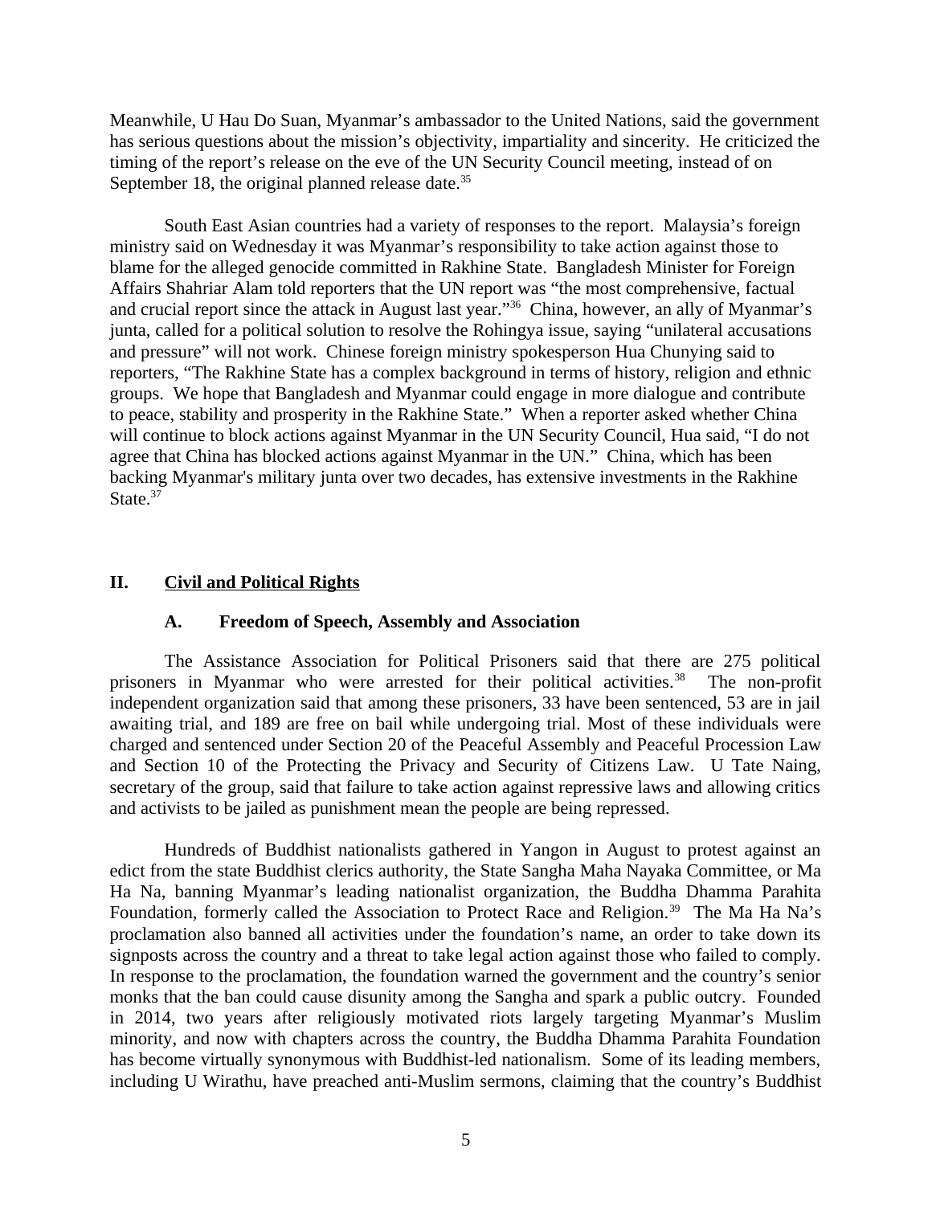Meanwhile, U Hau Do Suan, Myanmar's ambassador to the United Nations, said the government has serious questions about the mission's objectivity, impartiality and sincerity. He criticized the timing of the report's release on the eve of the UN Security Council meeting, instead of on September 18, the original planned release date.[35]

South East Asian countries had a variety of responses to the report. Malaysia's foreign ministry said on Wednesday it was Myanmar's responsibility to take action against those to blame for the alleged genocide committed in Rakhine State. Bangladesh Minister for Foreign Affairs Shahriar Alam told reporters that the UN report was "the most comprehensive, factual and crucial report since the attack in August last year."[36] China, however, an ally of Myanmar's junta, called for a political solution to resolve the Rohingya issue, saying "unilateral accusations and pressure" will not work. Chinese foreign ministry spokesperson Hua Chunying said to reporters, "The Rakhine State has a complex background in terms of history, religion and ethnic groups. We hope that Bangladesh and Myanmar could engage in more dialogue and contribute to peace, stability and prosperity in the Rakhine State." When a reporter asked whether China will continue to block actions against Myanmar in the UN Security Council, Hua said, "I do not agree that China has blocked actions against Myanmar in the UN." China, which has been backing Myanmar's military junta over two decades, has extensive investments in the Rakhine State.[37]

## II. Civil and Political Rights

### A. Freedom of Speech, Assembly and Association

The Assistance Association for Political Prisoners said that there are 275 political prisoners in Myanmar who were arrested for their political activities.[38] The non-profit independent organization said that among these prisoners, 33 have been sentenced, 53 are in jail awaiting trial, and 189 are free on bail while undergoing trial. Most of these individuals were charged and sentenced under Section 20 of the Peaceful Assembly and Peaceful Procession Law and Section 10 of the Protecting the Privacy and Security of Citizens Law. U Tate Naing, secretary of the group, said that failure to take action against repressive laws and allowing critics and activists to be jailed as punishment mean the people are being repressed.

Hundreds of Buddhist nationalists gathered in Yangon in August to protest against an edict from the state Buddhist clerics authority, the State Sangha Maha Nayaka Committee, or Ma Ha Na, banning Myanmar's leading nationalist organization, the Buddha Dhamma Parahita Foundation, formerly called the Association to Protect Race and Religion.[39] The Ma Ha Na's proclamation also banned all activities under the foundation's name, an order to take down its signposts across the country and a threat to take legal action against those who failed to comply. In response to the proclamation, the foundation warned the government and the country's senior monks that the ban could cause disunity among the Sangha and spark a public outcry. Founded in 2014, two years after religiously motivated riots largely targeting Myanmar's Muslim minority, and now with chapters across the country, the Buddha Dhamma Parahita Foundation has become virtually synonymous with Buddhist-led nationalism. Some of its leading members, including U Wirathu, have preached anti-Muslim sermons, claiming that the country's Buddhist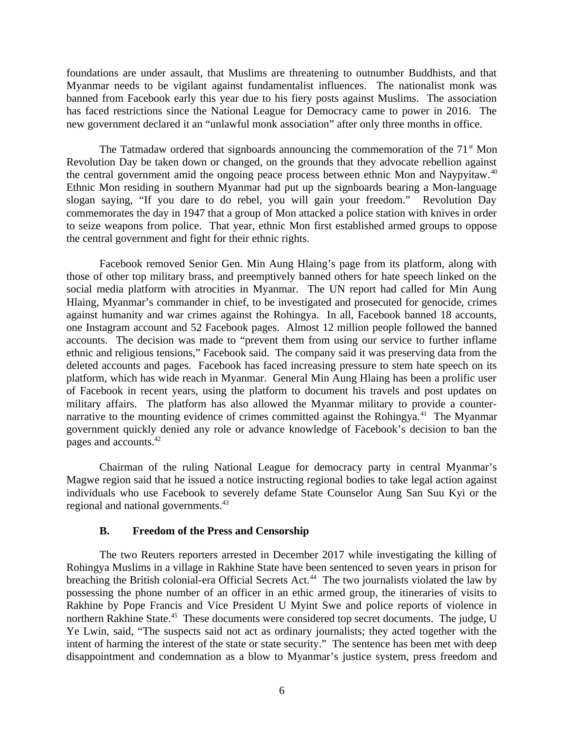foundations are under assault, that Muslims are threatening to outnumber Buddhists, and that Myanmar needs to be vigilant against fundamentalist influences. The nationalist monk was banned from Facebook early this year due to his fiery posts against Muslims. The association has faced restrictions since the National League for Democracy came to power in 2016. The new government declared it an "unlawful monk association" after only three months in office.

The Tatmadaw ordered that signboards announcing the commemoration of the 71st Mon Revolution Day be taken down or changed, on the grounds that they advocate rebellion against the central government amid the ongoing peace process between ethnic Mon and Naypyitaw.[40] Ethnic Mon residing in southern Myanmar had put up the signboards bearing a Mon-language slogan saying, "If you dare to do rebel, you will gain your freedom." Revolution Day commemorates the day in 1947 that a group of Mon attacked a police station with knives in order to seize weapons from police. That year, ethnic Mon first established armed groups to oppose the central government and fight for their ethnic rights.

Facebook removed Senior Gen. Min Aung Hlaing's page from its platform, along with those of other top military brass, and preemptively banned others for hate speech linked on the social media platform with atrocities in Myanmar. The UN report had called for Min Aung Hlaing, Myanmar's commander in chief, to be investigated and prosecuted for genocide, crimes against humanity and war crimes against the Rohingya. In all, Facebook banned 18 accounts, one Instagram account and 52 Facebook pages. Almost 12 million people followed the banned accounts. The decision was made to "prevent them from using our service to further inflame ethnic and religious tensions," Facebook said. The company said it was preserving data from the deleted accounts and pages. Facebook has faced increasing pressure to stem hate speech on its platform, which has wide reach in Myanmar. General Min Aung Hlaing has been a prolific user of Facebook in recent years, using the platform to document his travels and post updates on military affairs. The platform has also allowed the Myanmar military to provide a counter-narrative to the mounting evidence of crimes committed against the Rohingya.[41] The Myanmar government quickly denied any role or advance knowledge of Facebook's decision to ban the pages and accounts.[42]

Chairman of the ruling National League for democracy party in central Myanmar's Magwe region said that he issued a notice instructing regional bodies to take legal action against individuals who use Facebook to severely defame State Counselor Aung San Suu Kyi or the regional and national governments.[43]

### B. Freedom of the Press and Censorship

The two Reuters reporters arrested in December 2017 while investigating the killing of Rohingya Muslims in a village in Rakhine State have been sentenced to seven years in prison for breaching the British colonial-era Official Secrets Act.[44] The two journalists violated the law by possessing the phone number of an officer in an ethic armed group, the itineraries of visits to Rakhine by Pope Francis and Vice President U Myint Swe and police reports of violence in northern Rakhine State.[45] These documents were considered top secret documents. The judge, U Ye Lwin, said, "The suspects said not act as ordinary journalists; they acted together with the intent of harming the interest of the state or state security." The sentence has been met with deep disappointment and condemnation as a blow to Myanmar's justice system, press freedom and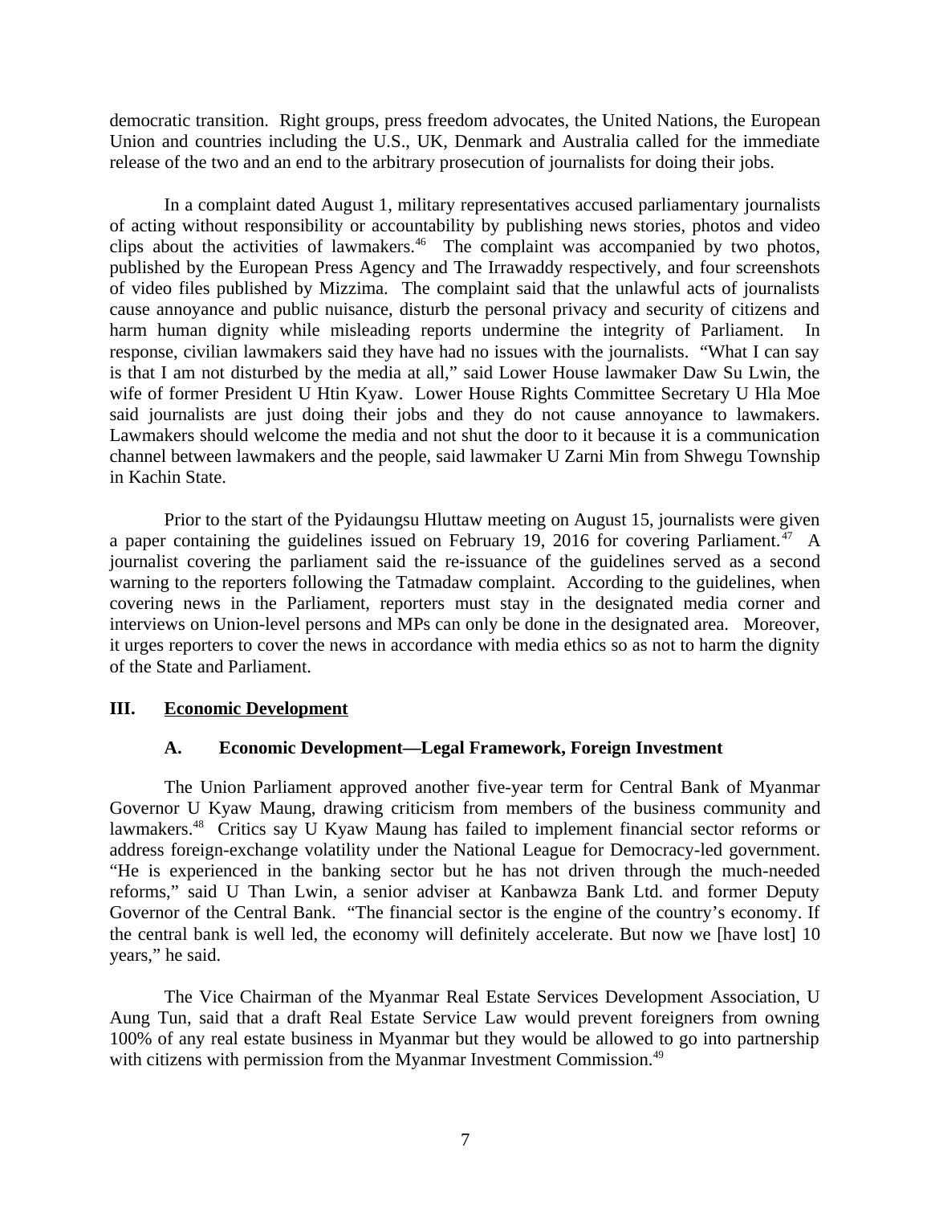democratic transition. Right groups, press freedom advocates, the United Nations, the European Union and countries including the U.S., UK, Denmark and Australia called for the immediate release of the two and an end to the arbitrary prosecution of journalists for doing their jobs.

In a complaint dated August 1, military representatives accused parliamentary journalists of acting without responsibility or accountability by publishing news stories, photos and video clips about the activities of lawmakers.[46] The complaint was accompanied by two photos, published by the European Press Agency and The Irrawaddy respectively, and four screenshots of video files published by Mizzima. The complaint said that the unlawful acts of journalists cause annoyance and public nuisance, disturb the personal privacy and security of citizens and harm human dignity while misleading reports undermine the integrity of Parliament. In response, civilian lawmakers said they have had no issues with the journalists. "What I can say is that I am not disturbed by the media at all," said Lower House lawmaker Daw Su Lwin, the wife of former President U Htin Kyaw. Lower House Rights Committee Secretary U Hla Moe said journalists are just doing their jobs and they do not cause annoyance to lawmakers. Lawmakers should welcome the media and not shut the door to it because it is a communication channel between lawmakers and the people, said lawmaker U Zarni Min from Shwegu Township in Kachin State.

Prior to the start of the Pyidaungsu Hluttaw meeting on August 15, journalists were given a paper containing the guidelines issued on February 19, 2016 for covering Parliament.[47] A journalist covering the parliament said the re-issuance of the guidelines served as a second warning to the reporters following the Tatmadaw complaint. According to the guidelines, when covering news in the Parliament, reporters must stay in the designated media corner and interviews on Union-level persons and MPs can only be done in the designated area. Moreover, it urges reporters to cover the news in accordance with media ethics so as not to harm the dignity of the State and Parliament.

## III. Economic Development

### A. Economic Development—Legal Framework, Foreign Investment

The Union Parliament approved another five-year term for Central Bank of Myanmar Governor U Kyaw Maung, drawing criticism from members of the business community and lawmakers.[48] Critics say U Kyaw Maung has failed to implement financial sector reforms or address foreign-exchange volatility under the National League for Democracy-led government. "He is experienced in the banking sector but he has not driven through the much-needed reforms," said U Than Lwin, a senior adviser at Kanbawza Bank Ltd. and former Deputy Governor of the Central Bank. "The financial sector is the engine of the country's economy. If the central bank is well led, the economy will definitely accelerate. But now we [have lost] 10 years," he said.

The Vice Chairman of the Myanmar Real Estate Services Development Association, U Aung Tun, said that a draft Real Estate Service Law would prevent foreigners from owning 100% of any real estate business in Myanmar but they would be allowed to go into partnership with citizens with permission from the Myanmar Investment Commission.[49]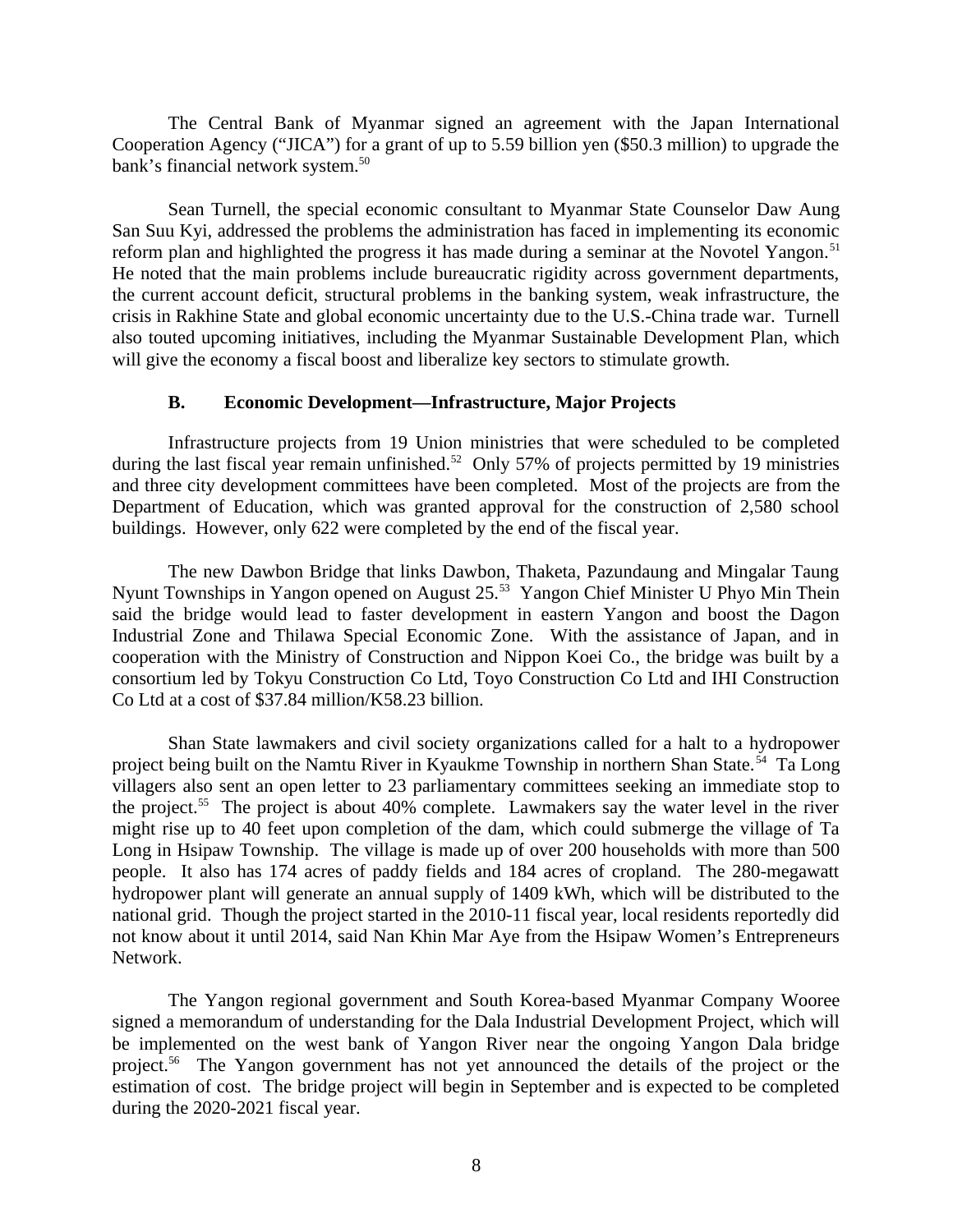The Central Bank of Myanmar signed an agreement with the Japan International Cooperation Agency ("JICA") for a grant of up to 5.59 billion yen ($50.3 million) to upgrade the bank's financial network system.[50]

Sean Turnell, the special economic consultant to Myanmar State Counselor Daw Aung San Suu Kyi, addressed the problems the administration has faced in implementing its economic reform plan and highlighted the progress it has made during a seminar at the Novotel Yangon.[51] He noted that the main problems include bureaucratic rigidity across government departments, the current account deficit, structural problems in the banking system, weak infrastructure, the crisis in Rakhine State and global economic uncertainty due to the U.S.-China trade war. Turnell also touted upcoming initiatives, including the Myanmar Sustainable Development Plan, which will give the economy a fiscal boost and liberalize key sectors to stimulate growth.

### B. Economic Development—Infrastructure, Major Projects

Infrastructure projects from 19 Union ministries that were scheduled to be completed during the last fiscal year remain unfinished.[52] Only 57% of projects permitted by 19 ministries and three city development committees have been completed. Most of the projects are from the Department of Education, which was granted approval for the construction of 2,580 school buildings. However, only 622 were completed by the end of the fiscal year.

The new Dawbon Bridge that links Dawbon, Thaketa, Pazundaung and Mingalar Taung Nyunt Townships in Yangon opened on August 25.[53] Yangon Chief Minister U Phyo Min Thein said the bridge would lead to faster development in eastern Yangon and boost the Dagon Industrial Zone and Thilawa Special Economic Zone. With the assistance of Japan, and in cooperation with the Ministry of Construction and Nippon Koei Co., the bridge was built by a consortium led by Tokyu Construction Co Ltd, Toyo Construction Co Ltd and IHI Construction Co Ltd at a cost of $37.84 million/K58.23 billion.

Shan State lawmakers and civil society organizations called for a halt to a hydropower project being built on the Namtu River in Kyaukme Township in northern Shan State.[54] Ta Long villagers also sent an open letter to 23 parliamentary committees seeking an immediate stop to the project.[55] The project is about 40% complete. Lawmakers say the water level in the river might rise up to 40 feet upon completion of the dam, which could submerge the village of Ta Long in Hsipaw Township. The village is made up of over 200 households with more than 500 people. It also has 174 acres of paddy fields and 184 acres of cropland. The 280-megawatt hydropower plant will generate an annual supply of 1409 kWh, which will be distributed to the national grid. Though the project started in the 2010-11 fiscal year, local residents reportedly did not know about it until 2014, said Nan Khin Mar Aye from the Hsipaw Women's Entrepreneurs Network.

The Yangon regional government and South Korea-based Myanmar Company Wooree signed a memorandum of understanding for the Dala Industrial Development Project, which will be implemented on the west bank of Yangon River near the ongoing Yangon Dala bridge project.[56] The Yangon government has not yet announced the details of the project or the estimation of cost. The bridge project will begin in September and is expected to be completed during the 2020-2021 fiscal year.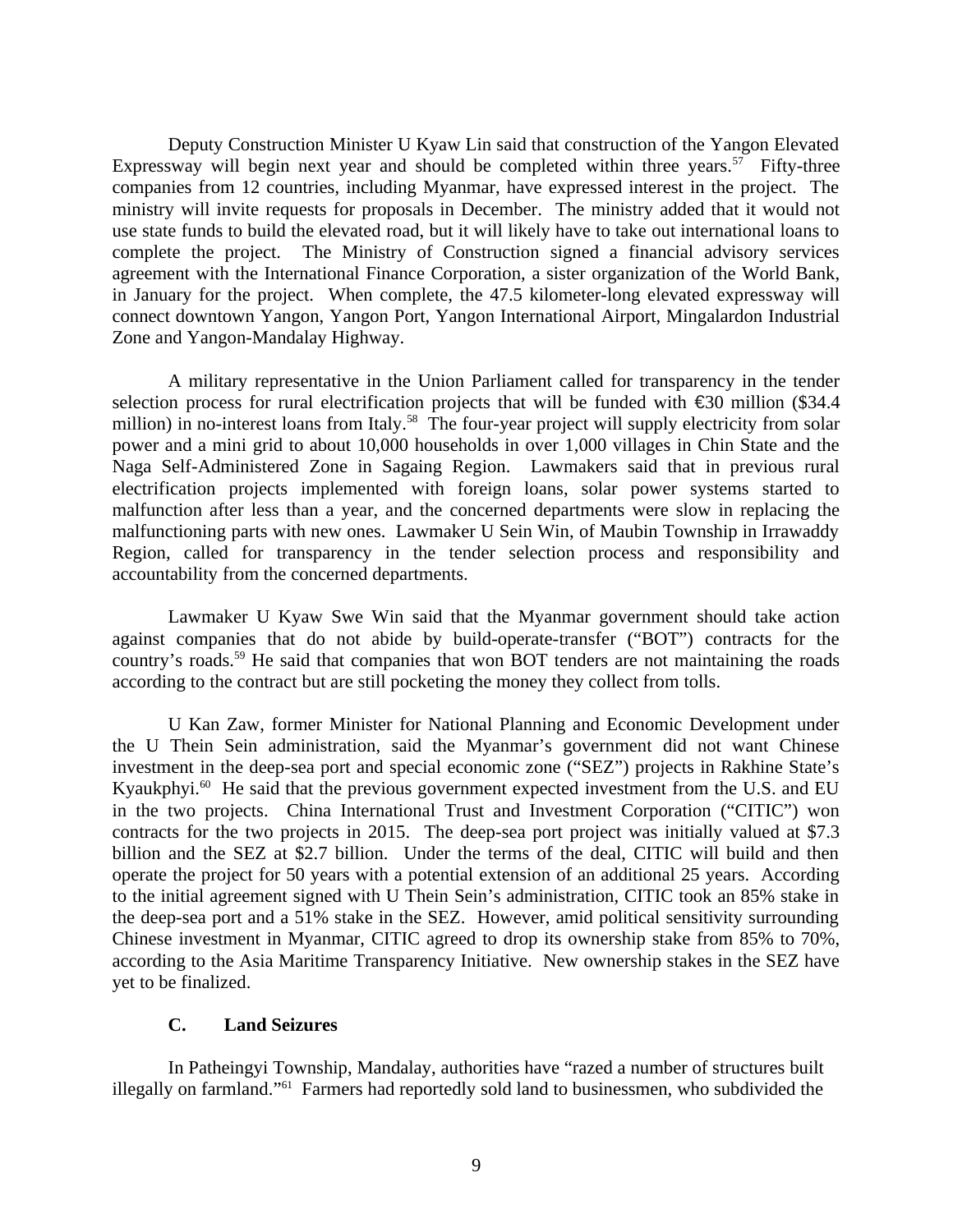Deputy Construction Minister U Kyaw Lin said that construction of the Yangon Elevated Expressway will begin next year and should be completed within three years.[57] Fifty-three companies from 12 countries, including Myanmar, have expressed interest in the project. The ministry will invite requests for proposals in December. The ministry added that it would not use state funds to build the elevated road, but it will likely have to take out international loans to complete the project. The Ministry of Construction signed a financial advisory services agreement with the International Finance Corporation, a sister organization of the World Bank, in January for the project. When complete, the 47.5 kilometer-long elevated expressway will connect downtown Yangon, Yangon Port, Yangon International Airport, Mingalardon Industrial Zone and Yangon-Mandalay Highway.

A military representative in the Union Parliament called for transparency in the tender selection process for rural electrification projects that will be funded with €30 million ($34.4 million) in no-interest loans from Italy.[58] The four-year project will supply electricity from solar power and a mini grid to about 10,000 households in over 1,000 villages in Chin State and the Naga Self-Administered Zone in Sagaing Region. Lawmakers said that in previous rural electrification projects implemented with foreign loans, solar power systems started to malfunction after less than a year, and the concerned departments were slow in replacing the malfunctioning parts with new ones. Lawmaker U Sein Win, of Maubin Township in Irrawaddy Region, called for transparency in the tender selection process and responsibility and accountability from the concerned departments.

Lawmaker U Kyaw Swe Win said that the Myanmar government should take action against companies that do not abide by build-operate-transfer ("BOT") contracts for the country's roads.[59] He said that companies that won BOT tenders are not maintaining the roads according to the contract but are still pocketing the money they collect from tolls.

U Kan Zaw, former Minister for National Planning and Economic Development under the U Thein Sein administration, said the Myanmar's government did not want Chinese investment in the deep-sea port and special economic zone ("SEZ") projects in Rakhine State's Kyaukphyi.[60] He said that the previous government expected investment from the U.S. and EU in the two projects. China International Trust and Investment Corporation ("CITIC") won contracts for the two projects in 2015. The deep-sea port project was initially valued at $7.3 billion and the SEZ at $2.7 billion. Under the terms of the deal, CITIC will build and then operate the project for 50 years with a potential extension of an additional 25 years. According to the initial agreement signed with U Thein Sein's administration, CITIC took an 85% stake in the deep-sea port and a 51% stake in the SEZ. However, amid political sensitivity surrounding Chinese investment in Myanmar, CITIC agreed to drop its ownership stake from 85% to 70%, according to the Asia Maritime Transparency Initiative. New ownership stakes in the SEZ have yet to be finalized.

### C. Land Seizures

In Patheingyi Township, Mandalay, authorities have "razed a number of structures built illegally on farmland."[61] Farmers had reportedly sold land to businessmen, who subdivided the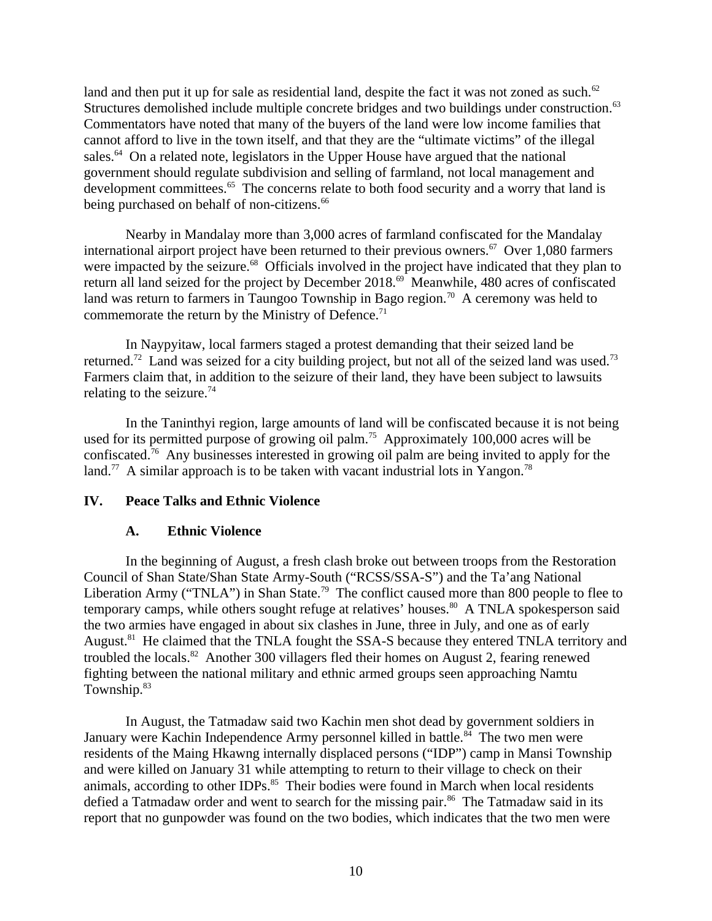land and then put it up for sale as residential land, despite the fact it was not zoned as such.[62] Structures demolished include multiple concrete bridges and two buildings under construction.[63] Commentators have noted that many of the buyers of the land were low income families that cannot afford to live in the town itself, and that they are the "ultimate victims" of the illegal sales.[64] On a related note, legislators in the Upper House have argued that the national government should regulate subdivision and selling of farmland, not local management and development committees.[65] The concerns relate to both food security and a worry that land is being purchased on behalf of non-citizens.[66]

Nearby in Mandalay more than 3,000 acres of farmland confiscated for the Mandalay international airport project have been returned to their previous owners.[67] Over 1,080 farmers were impacted by the seizure.[68] Officials involved in the project have indicated that they plan to return all land seized for the project by December 2018.[69] Meanwhile, 480 acres of confiscated land was return to farmers in Taungoo Township in Bago region.[70] A ceremony was held to commemorate the return by the Ministry of Defence.[71]

In Naypyitaw, local farmers staged a protest demanding that their seized land be returned.[72] Land was seized for a city building project, but not all of the seized land was used.[73] Farmers claim that, in addition to the seizure of their land, they have been subject to lawsuits relating to the seizure.[74]

In the Taninthyi region, large amounts of land will be confiscated because it is not being used for its permitted purpose of growing oil palm.[75] Approximately 100,000 acres will be confiscated.[76] Any businesses interested in growing oil palm are being invited to apply for the land.[77] A similar approach is to be taken with vacant industrial lots in Yangon.[78]

## IV. Peace Talks and Ethnic Violence

### A. Ethnic Violence

In the beginning of August, a fresh clash broke out between troops from the Restoration Council of Shan State/Shan State Army-South ("RCSS/SSA-S") and the Ta'ang National Liberation Army ("TNLA") in Shan State.[79] The conflict caused more than 800 people to flee to temporary camps, while others sought refuge at relatives' houses.[80] A TNLA spokesperson said the two armies have engaged in about six clashes in June, three in July, and one as of early August.[81] He claimed that the TNLA fought the SSA-S because they entered TNLA territory and troubled the locals.[82] Another 300 villagers fled their homes on August 2, fearing renewed fighting between the national military and ethnic armed groups seen approaching Namtu Township.[83]

In August, the Tatmadaw said two Kachin men shot dead by government soldiers in January were Kachin Independence Army personnel killed in battle.[84] The two men were residents of the Maing Hkawng internally displaced persons ("IDP") camp in Mansi Township and were killed on January 31 while attempting to return to their village to check on their animals, according to other IDPs.[85] Their bodies were found in March when local residents defied a Tatmadaw order and went to search for the missing pair.[86] The Tatmadaw said in its report that no gunpowder was found on the two bodies, which indicates that the two men were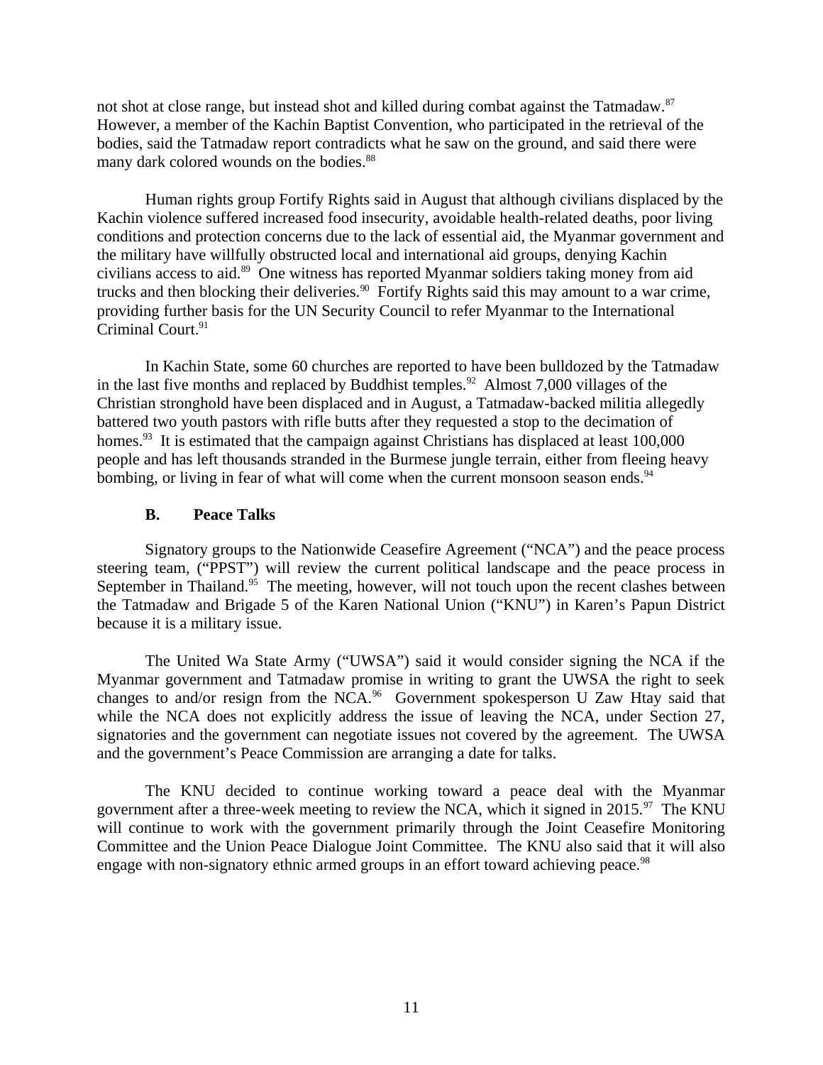not shot at close range, but instead shot and killed during combat against the Tatmadaw.[87] However, a member of the Kachin Baptist Convention, who participated in the retrieval of the bodies, said the Tatmadaw report contradicts what he saw on the ground, and said there were many dark colored wounds on the bodies.[88]

Human rights group Fortify Rights said in August that although civilians displaced by the Kachin violence suffered increased food insecurity, avoidable health-related deaths, poor living conditions and protection concerns due to the lack of essential aid, the Myanmar government and the military have willfully obstructed local and international aid groups, denying Kachin civilians access to aid.[89] One witness has reported Myanmar soldiers taking money from aid trucks and then blocking their deliveries.[90] Fortify Rights said this may amount to a war crime, providing further basis for the UN Security Council to refer Myanmar to the International Criminal Court.[91]

In Kachin State, some 60 churches are reported to have been bulldozed by the Tatmadaw in the last five months and replaced by Buddhist temples.[92] Almost 7,000 villages of the Christian stronghold have been displaced and in August, a Tatmadaw-backed militia allegedly battered two youth pastors with rifle butts after they requested a stop to the decimation of homes.[93] It is estimated that the campaign against Christians has displaced at least 100,000 people and has left thousands stranded in the Burmese jungle terrain, either from fleeing heavy bombing, or living in fear of what will come when the current monsoon season ends.[94]

### B. Peace Talks

Signatory groups to the Nationwide Ceasefire Agreement ("NCA") and the peace process steering team, ("PPST") will review the current political landscape and the peace process in September in Thailand.[95] The meeting, however, will not touch upon the recent clashes between the Tatmadaw and Brigade 5 of the Karen National Union ("KNU") in Karen's Papun District because it is a military issue.

The United Wa State Army ("UWSA") said it would consider signing the NCA if the Myanmar government and Tatmadaw promise in writing to grant the UWSA the right to seek changes to and/or resign from the NCA.[96] Government spokesperson U Zaw Htay said that while the NCA does not explicitly address the issue of leaving the NCA, under Section 27, signatories and the government can negotiate issues not covered by the agreement. The UWSA and the government's Peace Commission are arranging a date for talks.

The KNU decided to continue working toward a peace deal with the Myanmar government after a three-week meeting to review the NCA, which it signed in 2015.[97] The KNU will continue to work with the government primarily through the Joint Ceasefire Monitoring Committee and the Union Peace Dialogue Joint Committee. The KNU also said that it will also engage with non-signatory ethnic armed groups in an effort toward achieving peace.[98]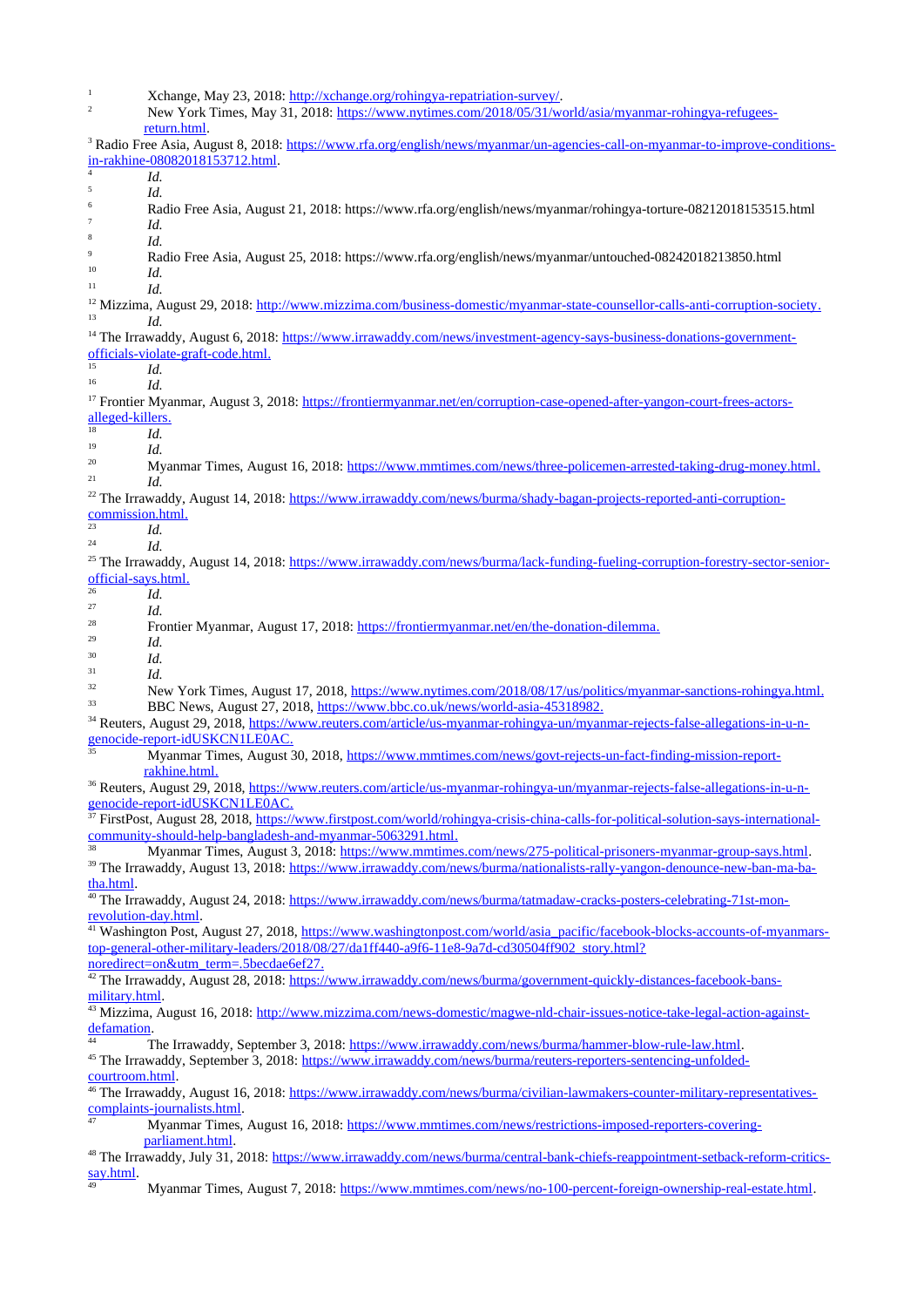[1] Xchange, May 23, 2018: http://xchange.org/rohingya-repatriation-survey/.

[2] New York Times, May 31, 2018: https://www.nytimes.com/2018/05/31/world/asia/myanmar-rohingya-refugees-return.html.

[3] Radio Free Asia, August 8, 2018: https://www.rfa.org/english/news/myanmar/un-agencies-call-on-myanmar-to-improve-conditions-in-rakhine-08082018153712.html.

[4] *Id.*

[5] *Id.*

[6] Radio Free Asia, August 21, 2018: https://www.rfa.org/english/news/myanmar/rohingya-torture-08212018153515.html

[7] *Id.*

[8] *Id.*

[9] Radio Free Asia, August 25, 2018: https://www.rfa.org/english/news/myanmar/untouched-08242018213850.html

[10] *Id.*

[11] *Id.*

[12] Mizzima, August 29, 2018: http://www.mizzima.com/business-domestic/myanmar-state-counsellor-calls-anti-corruption-society.

[13] *Id.*

[14] The Irrawaddy, August 6, 2018: https://www.irrawaddy.com/news/investment-agency-says-business-donations-government-officials-violate-graft-code.html.

[15] *Id.*

[16] *Id.*

[17] Frontier Myanmar, August 3, 2018: https://frontiermyanmar.net/en/corruption-case-opened-after-yangon-court-frees-actors-alleged-killers.

[18] *Id.*

[19] *Id.*

[20] Myanmar Times, August 16, 2018: https://www.mmtimes.com/news/three-policemen-arrested-taking-drug-money.html.

[21] *Id.*

[22] The Irrawaddy, August 14, 2018: https://www.irrawaddy.com/news/burma/shady-bagan-projects-reported-anti-corruption-commission.html.

[23] *Id.*

[24] *Id.*

[25] The Irrawaddy, August 14, 2018: https://www.irrawaddy.com/news/burma/lack-funding-fueling-corruption-forestry-sector-senior-official-says.html.

[26] *Id.*

[27] *Id.*

[28] Frontier Myanmar, August 17, 2018: https://frontiermyanmar.net/en/the-donation-dilemma.

[29] *Id.*

[30] *Id.*

[31] *Id.*

[32] New York Times, August 17, 2018, https://www.nytimes.com/2018/08/17/us/politics/myanmar-sanctions-rohingya.html.

[33] BBC News, August 27, 2018, https://www.bbc.co.uk/news/world-asia-45318982.

[34] Reuters, August 29, 2018, https://www.reuters.com/article/us-myanmar-rohingya-un/myanmar-rejects-false-allegations-in-u-n-genocide-report-idUSKCN1LE0AC.

[35] Myanmar Times, August 30, 2018, https://www.mmtimes.com/news/govt-rejects-un-fact-finding-mission-report-rakhine.html.

[36] Reuters, August 29, 2018, https://www.reuters.com/article/us-myanmar-rohingya-un/myanmar-rejects-false-allegations-in-u-n-genocide-report-idUSKCN1LE0AC.

[37] FirstPost, August 28, 2018, https://www.firstpost.com/world/rohingya-crisis-china-calls-for-political-solution-says-international-community-should-help-bangladesh-and-myanmar-5063291.html.

[38] Myanmar Times, August 3, 2018: https://www.mmtimes.com/news/275-political-prisoners-myanmar-group-says.html.

[39] The Irrawaddy, August 13, 2018: https://www.irrawaddy.com/news/burma/nationalists-rally-yangon-denounce-new-ban-ma-ba-tha.html.

[40] The Irrawaddy, August 24, 2018: https://www.irrawaddy.com/news/burma/tatmadaw-cracks-posters-celebrating-71st-mon-revolution-day.html.

[41] Washington Post, August 27, 2018, https://www.washingtonpost.com/world/asia_pacific/facebook-blocks-accounts-of-myanmars-top-general-other-military-leaders/2018/08/27/da1ff440-a9f6-11e8-9a7d-cd30504ff902_story.html?noredirect=on&utm_term=.5becdae6ef27.

[42] The Irrawaddy, August 28, 2018: https://www.irrawaddy.com/news/burma/government-quickly-distances-facebook-bans-military.html.

[43] Mizzima, August 16, 2018: http://www.mizzima.com/news-domestic/magwe-nld-chair-issues-notice-take-legal-action-against-defamation.

[44] The Irrawaddy, September 3, 2018: https://www.irrawaddy.com/news/burma/hammer-blow-rule-law.html.

[45] The Irrawaddy, September 3, 2018: https://www.irrawaddy.com/news/burma/reuters-reporters-sentencing-unfolded-courtroom.html.

[46] The Irrawaddy, August 16, 2018: https://www.irrawaddy.com/news/burma/civilian-lawmakers-counter-military-representatives-complaints-journalists.html.

[47] Myanmar Times, August 16, 2018: https://www.mmtimes.com/news/restrictions-imposed-reporters-covering-parliament.html.

[48] The Irrawaddy, July 31, 2018: https://www.irrawaddy.com/news/burma/central-bank-chiefs-reappointment-setback-reform-critics-say.html.

[49] Myanmar Times, August 7, 2018: https://www.mmtimes.com/news/no-100-percent-foreign-ownership-real-estate.html.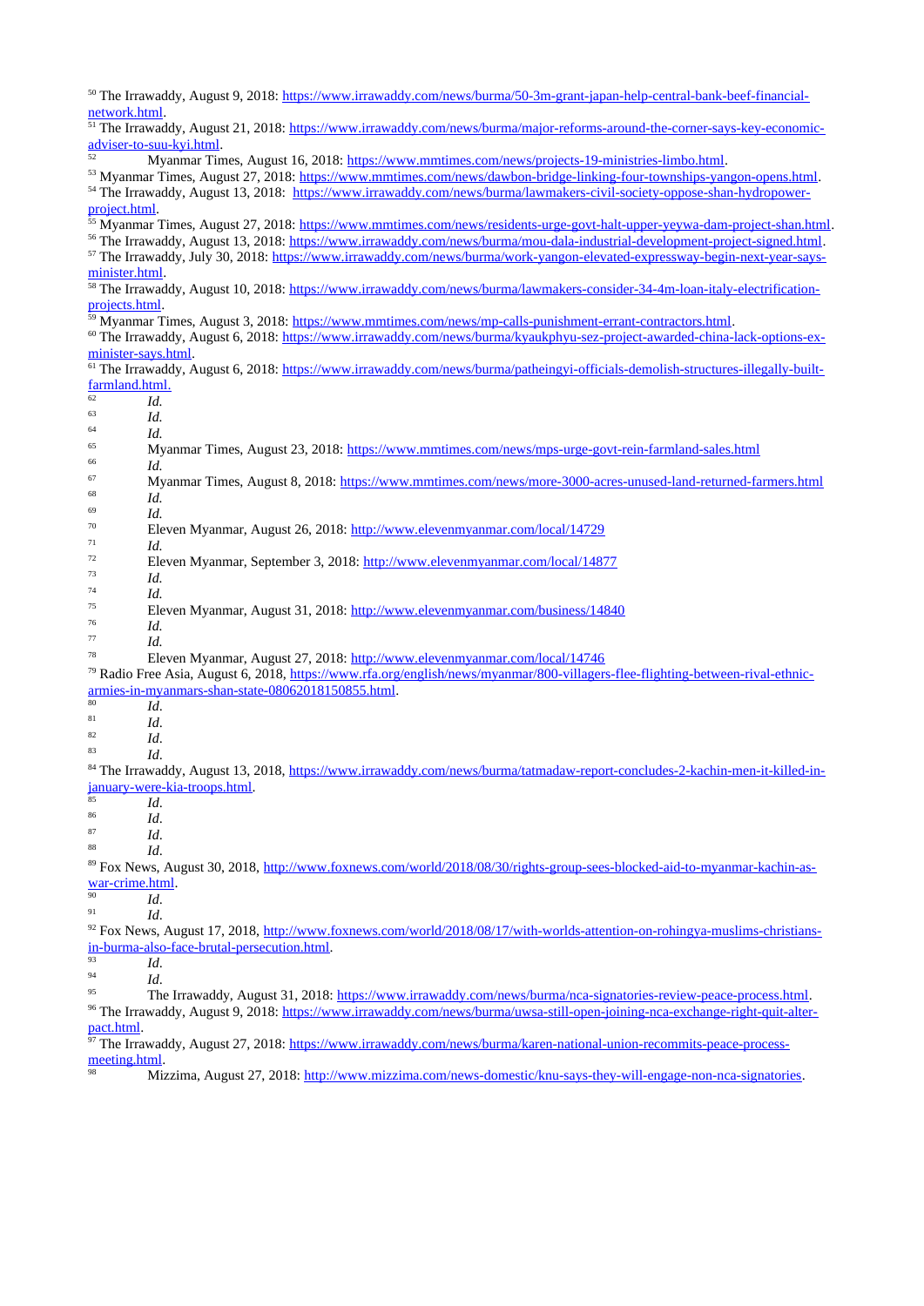[50] The Irrawaddy, August 9, 2018: https://www.irrawaddy.com/news/burma/50-3m-grant-japan-help-central-bank-beef-financial-network.html.

[51] The Irrawaddy, August 21, 2018: https://www.irrawaddy.com/news/burma/major-reforms-around-the-corner-says-key-economic-adviser-to-suu-kyi.html.

[52] Myanmar Times, August 16, 2018: https://www.mmtimes.com/news/projects-19-ministries-limbo.html.

[53] Myanmar Times, August 27, 2018: https://www.mmtimes.com/news/dawbon-bridge-linking-four-townships-yangon-opens.html.

[54] The Irrawaddy, August 13, 2018: https://www.irrawaddy.com/news/burma/lawmakers-civil-society-oppose-shan-hydropower-project.html.

[55] Myanmar Times, August 27, 2018: https://www.mmtimes.com/news/residents-urge-govt-halt-upper-yeywa-dam-project-shan.html.

[56] The Irrawaddy, August 13, 2018: https://www.irrawaddy.com/news/burma/mou-dala-industrial-development-project-signed.html.

[57] The Irrawaddy, July 30, 2018: https://www.irrawaddy.com/news/burma/work-yangon-elevated-expressway-begin-next-year-says-minister.html.

[58] The Irrawaddy, August 10, 2018: https://www.irrawaddy.com/news/burma/lawmakers-consider-34-4m-loan-italy-electrification-projects.html.

[59] Myanmar Times, August 3, 2018: https://www.mmtimes.com/news/mp-calls-punishment-errant-contractors.html.

[60] The Irrawaddy, August 6, 2018: https://www.irrawaddy.com/news/burma/kyaukphyu-sez-project-awarded-china-lack-options-ex-minister-says.html.

[61] The Irrawaddy, August 6, 2018: https://www.irrawaddy.com/news/burma/patheingyi-officials-demolish-structures-illegally-built-farmland.html.

[62] *Id.*

[63] *Id.*

[64] *Id.*

[65] Myanmar Times, August 23, 2018: https://www.mmtimes.com/news/mps-urge-govt-rein-farmland-sales.html

[66] *Id.*

[67] Myanmar Times, August 8, 2018: https://www.mmtimes.com/news/more-3000-acres-unused-land-returned-farmers.html

[68] *Id.*

[69] *Id.*

[70] Eleven Myanmar, August 26, 2018: http://www.elevenmyanmar.com/local/14729

[71] *Id.*

[72] Eleven Myanmar, September 3, 2018: http://www.elevenmyanmar.com/local/14877

[73] *Id.*

[74] *Id.*

[75] Eleven Myanmar, August 31, 2018: http://www.elevenmyanmar.com/business/14840

[76] *Id.*

[77] *Id.*

[78] Eleven Myanmar, August 27, 2018: http://www.elevenmyanmar.com/local/14746

[79] Radio Free Asia, August 6, 2018, https://www.rfa.org/english/news/myanmar/800-villagers-flee-flighting-between-rival-ethnic-armies-in-myanmars-shan-state-08062018150855.html.

[80] *Id.*

[81] *Id.*

[82] *Id.*

[83] *Id.*

[84] The Irrawaddy, August 13, 2018, https://www.irrawaddy.com/news/burma/tatmadaw-report-concludes-2-kachin-men-it-killed-in-january-were-kia-troops.html.

[85] *Id.*

[86] *Id.*

[87] *Id.*

[88] *Id.*

[89] Fox News, August 30, 2018, http://www.foxnews.com/world/2018/08/30/rights-group-sees-blocked-aid-to-myanmar-kachin-as-war-crime.html.

[90] *Id.*

[91] *Id.*

[92] Fox News, August 17, 2018, http://www.foxnews.com/world/2018/08/17/with-worlds-attention-on-rohingya-muslims-christians-in-burma-also-face-brutal-persecution.html.

[93] *Id.*

[94] *Id.*

[95] The Irrawaddy, August 31, 2018: https://www.irrawaddy.com/news/burma/nca-signatories-review-peace-process.html.

[96] The Irrawaddy, August 9, 2018: https://www.irrawaddy.com/news/burma/uwsa-still-open-joining-nca-exchange-right-quit-alter-pact.html.

[97] The Irrawaddy, August 27, 2018: https://www.irrawaddy.com/news/burma/karen-national-union-recommits-peace-process-meeting.html.

[98] Mizzima, August 27, 2018: http://www.mizzima.com/news-domestic/knu-says-they-will-engage-non-nca-signatories.